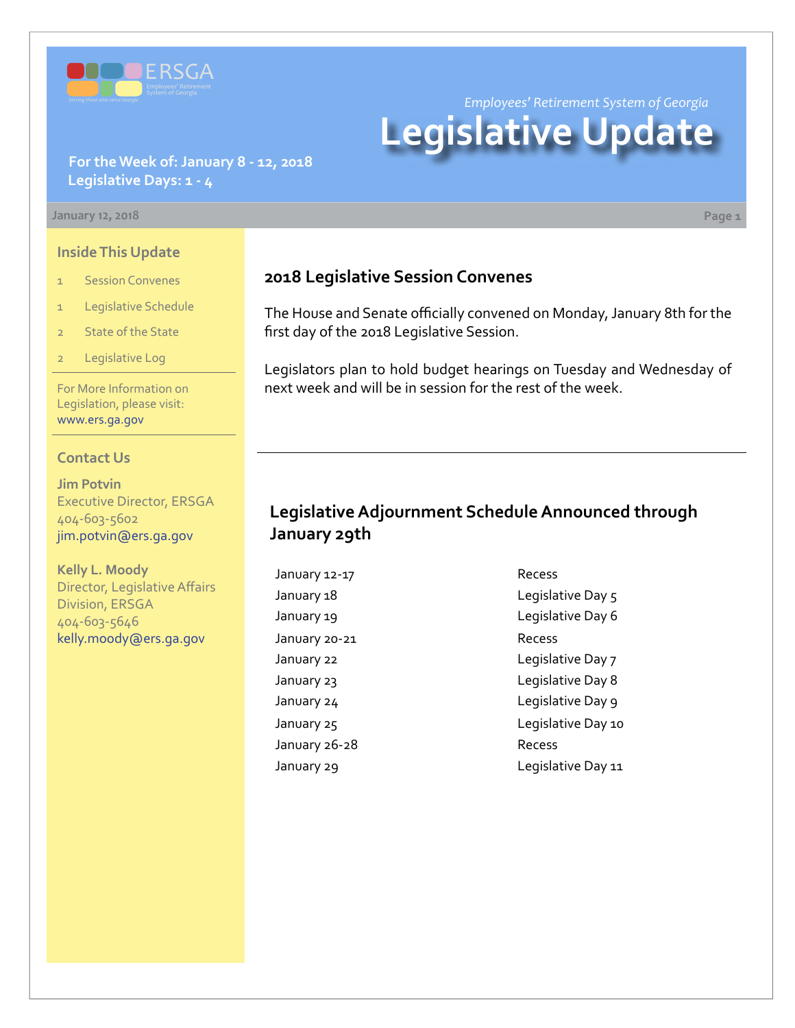ERSGA

Employees' Retirement System of Georgia

Serving those who serve Georgia

*Employees' Retirement System of Georgia*

# Legislative Update

**For the Week of: January 8 - 12, 2018**
**Legislative Days: 1 - 4**

January 12, 2018

## Inside This Update

1 Session Convenes
1 Legislative Schedule
2 State of the State
2 Legislative Log

For More Information on Legislation, please visit: www.ers.ga.gov

## Contact Us

**Jim Potvin**
Executive Director, ERSGA
404-603-5602
jim.potvin@ers.ga.gov

**Kelly L. Moody**
Director, Legislative Affairs Division, ERSGA
404-603-5646
kelly.moody@ers.ga.gov

## 2018 Legislative Session Convenes

The House and Senate officially convened on Monday, January 8th for the first day of the 2018 Legislative Session.

Legislators plan to hold budget hearings on Tuesday and Wednesday of next week and will be in session for the rest of the week.

## Legislative Adjournment Schedule Announced through January 29th

| | |
|---|---|
| January 12-17 | Recess |
| January 18 | Legislative Day 5 |
| January 19 | Legislative Day 6 |
| January 20-21 | Recess |
| January 22 | Legislative Day 7 |
| January 23 | Legislative Day 8 |
| January 24 | Legislative Day 9 |
| January 25 | Legislative Day 10 |
| January 26-28 | Recess |
| January 29 | Legislative Day 11 |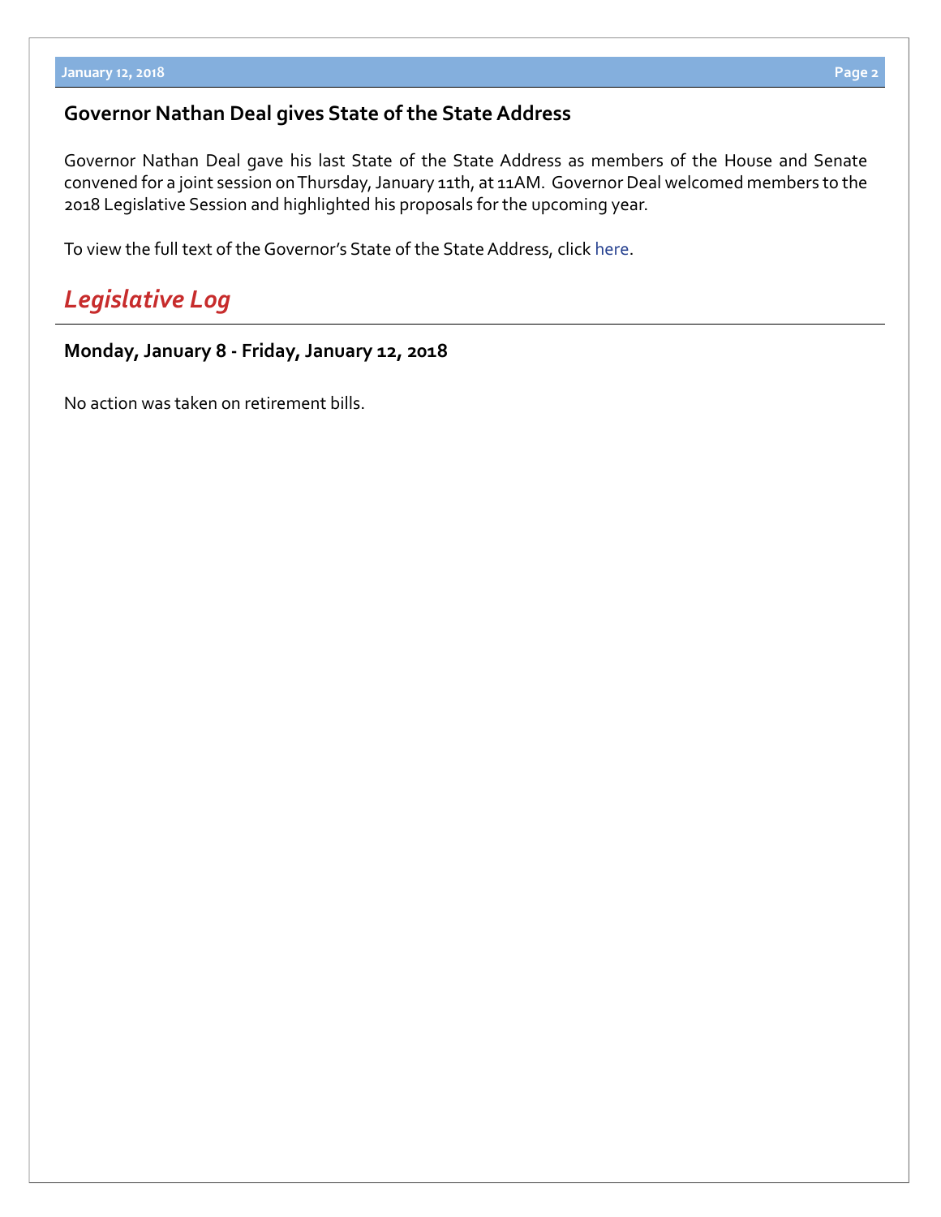## Governor Nathan Deal gives State of the State Address

Governor Nathan Deal gave his last State of the State Address as members of the House and Senate convened for a joint session on Thursday, January 11th, at 11AM. Governor Deal welcomed members to the 2018 Legislative Session and highlighted his proposals for the upcoming year.

To view the full text of the Governor's State of the State Address, click here.

## *Legislative Log*

### Monday, January 8 - Friday, January 12, 2018

No action was taken on retirement bills.